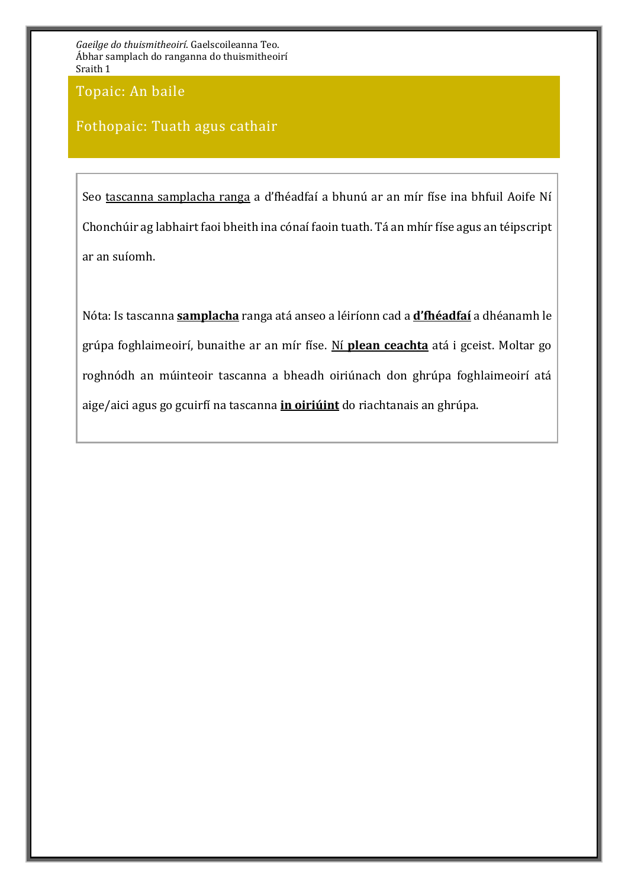*Gaeilge do thuismitheoirí*. Gaelscoileanna Teo.
Ábhar samplach do ranganna do thuismitheoirí
Sraith 1

## Topaic: An baile

## Fothopaic: Tuath agus cathair

Seo tascanna samplacha ranga a d'fhéadfaí a bhunú ar an mír físe ina bhfuil Aoife Ní Chonchúir ag labhairt faoi bheith ina cónaí faoin tuath. Tá an mhír físe agus an téipscript ar an suíomh.

Nóta: Is tascanna **samplacha** ranga atá anseo a léiríonn cad a **d'fhéadfaí** a dhéanamh le grúpa foghlaimeoirí, bunaithe ar an mír físe. **Ní plean ceachta** atá i gceist. Moltar go roghnódh an múinteoir tascanna a bheadh oiriúnach don ghrúpa foghlaimeoirí atá aige/aici agus go gcuirfí na tascanna **in oiriúint** do riachtanais an ghrúpa.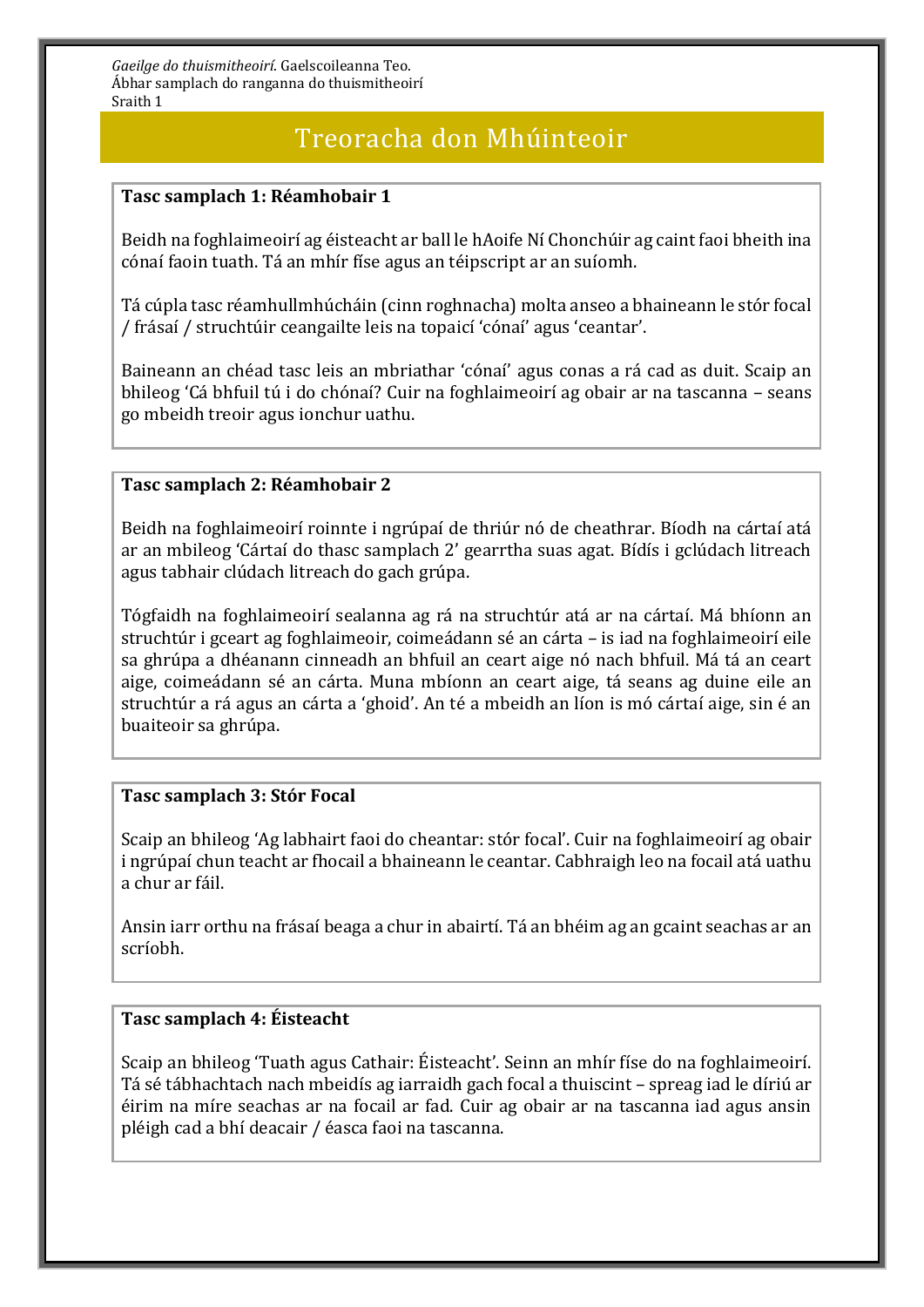*Gaeilge do thuismitheoirí*. Gaelscoileanna Teo.
Ábhar samplach do ranganna do thuismitheoirí
Sraith 1

# Treoracha don Mhúinteoir

**Tasc samplach 1: Réamhobair 1**

Beidh na foghlaimeoirí ag éisteacht ar ball le hAoife Ní Chonchúir ag caint faoi bheith ina cónaí faoin tuath. Tá an mhír físe agus an téipscript ar an suíomh.

Tá cúpla tasc réamhullmhúcháin (cinn roghnacha) molta anseo a bhaineann le stór focal / frásaí / struchtúir ceangailte leis na topaicí 'cónaí' agus 'ceantar'.

Baineann an chéad tasc leis an mbriathar 'cónaí' agus conas a rá cad as duit. Scaip an bhileog 'Cá bhfuil tú i do chónaí? Cuir na foghlaimeoirí ag obair ar na tascanna – seans go mbeidh treoir agus ionchur uathu.

**Tasc samplach 2: Réamhobair 2**

Beidh na foghlaimeoirí roinnte i ngrúpaí de thriúr nó de cheathrar. Bíodh na cártaí atá ar an mbileog 'Cártaí do thasc samplach 2' gearrtha suas agat. Bídís i gclúdach litreach agus tabhair clúdach litreach do gach grúpa.

Tógfaidh na foghlaimeoirí sealanna ag rá na struchtúr atá ar na cártaí. Má bhíonn an struchtúr i gceart ag foghlaimeoir, coimeádann sé an cárta – is iad na foghlaimeoirí eile sa ghrúpa a dhéanann cinneadh an bhfuil an ceart aige nó nach bhfuil. Má tá an ceart aige, coimeádann sé an cárta. Muna mbíonn an ceart aige, tá seans ag duine eile an struchtúr a rá agus an cárta a 'ghoid'. An té a mbeidh an líon is mó cártaí aige, sin é an buaiteoir sa ghrúpa.

**Tasc samplach 3: Stór Focal**

Scaip an bhileog 'Ag labhairt faoi do cheantar: stór focal'. Cuir na foghlaimeoirí ag obair i ngrúpaí chun teacht ar fhocail a bhaineann le ceantar. Cabhraigh leo na focail atá uathu a chur ar fáil.

Ansin iarr orthu na frásaí beaga a chur in abairtí. Tá an bhéim ag an gcaint seachas ar an scríobh.

**Tasc samplach 4: Éisteacht**

Scaip an bhileog 'Tuath agus Cathair: Éisteacht'. Seinn an mhír físe do na foghlaimeoirí. Tá sé tábhachtach nach mbeidís ag iarraidh gach focal a thuiscint – spreag iad le díriú ar éirim na míre seachas ar na focail ar fad. Cuir ag obair ar na tascanna iad agus ansin pléigh cad a bhí deacair / éasca faoi na tascanna.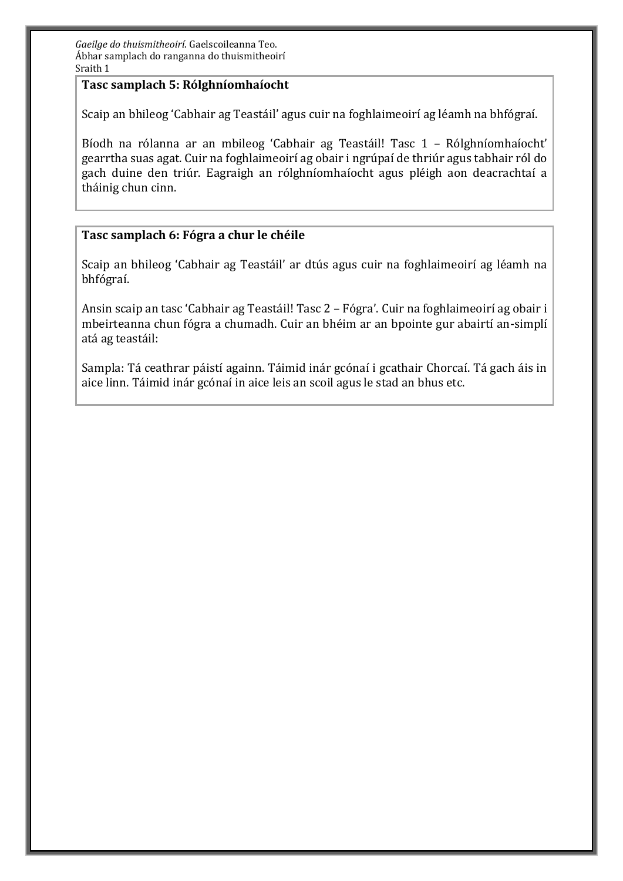### Tasc samplach 5: Rólghníomhaíocht

Scaip an bhileog 'Cabhair ag Teastáil' agus cuir na foghlaimeoirí ag léamh na bhfógraí.

Bíodh na rólanna ar an mbileog 'Cabhair ag Teastáil! Tasc 1 – Rólghníomhaíocht' gearrtha suas agat. Cuir na foghlaimeoirí ag obair i ngrúpaí de thriúr agus tabhair ról do gach duine den triúr. Eagraigh an rólghníomhaíocht agus pléigh aon deacrachtaí a tháinig chun cinn.

### Tasc samplach 6: Fógra a chur le chéile

Scaip an bhileog 'Cabhair ag Teastáil' ar dtús agus cuir na foghlaimeoirí ag léamh na bhfógraí.

Ansin scaip an tasc 'Cabhair ag Teastáil! Tasc 2 – Fógra'. Cuir na foghlaimeoirí ag obair i mbeirteanna chun fógra a chumadh. Cuir an bhéim ar an bpointe gur abairtí an-simplí atá ag teastáil:

Sampla: Tá ceathrar páistí againn. Táimid inár gcónaí i gcathair Chorcaí. Tá gach áis in aice linn. Táimid inár gcónaí in aice leis an scoil agus le stad an bhus etc.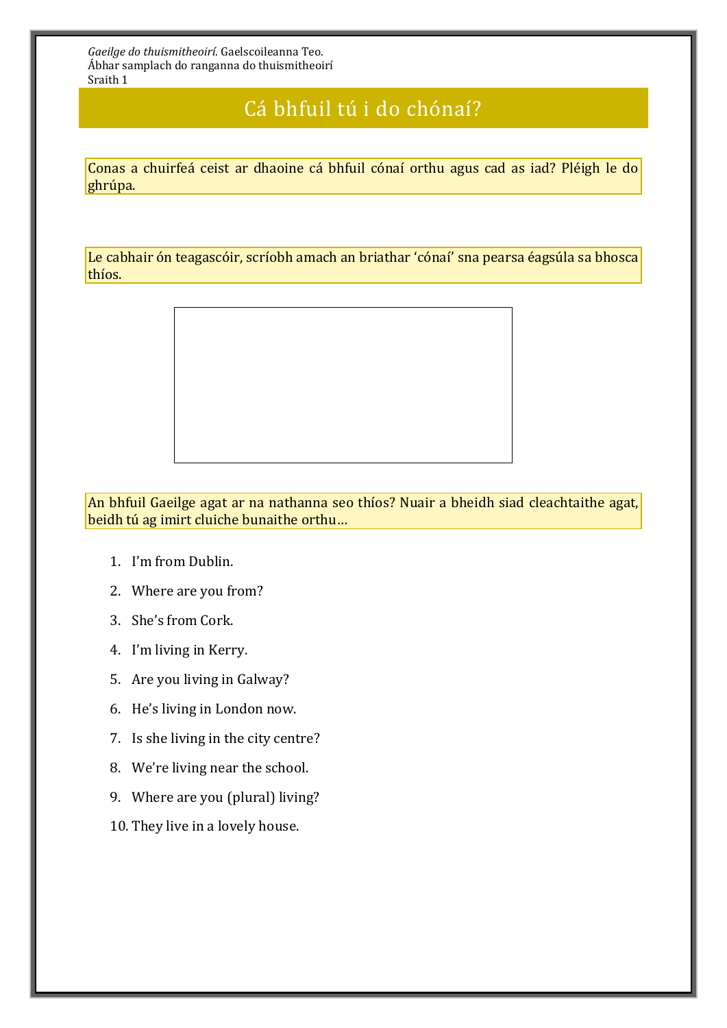*Gaeilge do thuismitheoirí*. Gaelscoileanna Teo.
Ábhar samplach do ranganna do thuismitheoirí
Sraith 1

# Cá bhfuil tú i do chónaí?

Conas a chuirfeá ceist ar dhaoine cá bhfuil cónaí orthu agus cad as iad? Pléigh le do ghrúpa.

Le cabhair ón teagascóir, scríobh amach an briathar 'cónaí' sna pearsa éagsúla sa bhosca thíos.

An bhfuil Gaeilge agat ar na nathanna seo thíos? Nuair a bheidh siad cleachtaithe agat, beidh tú ag imirt cluiche bunaithe orthu…

1. I'm from Dublin.
2. Where are you from?
3. She's from Cork.
4. I'm living in Kerry.
5. Are you living in Galway?
6. He's living in London now.
7. Is she living in the city centre?
8. We're living near the school.
9. Where are you (plural) living?
10. They live in a lovely house.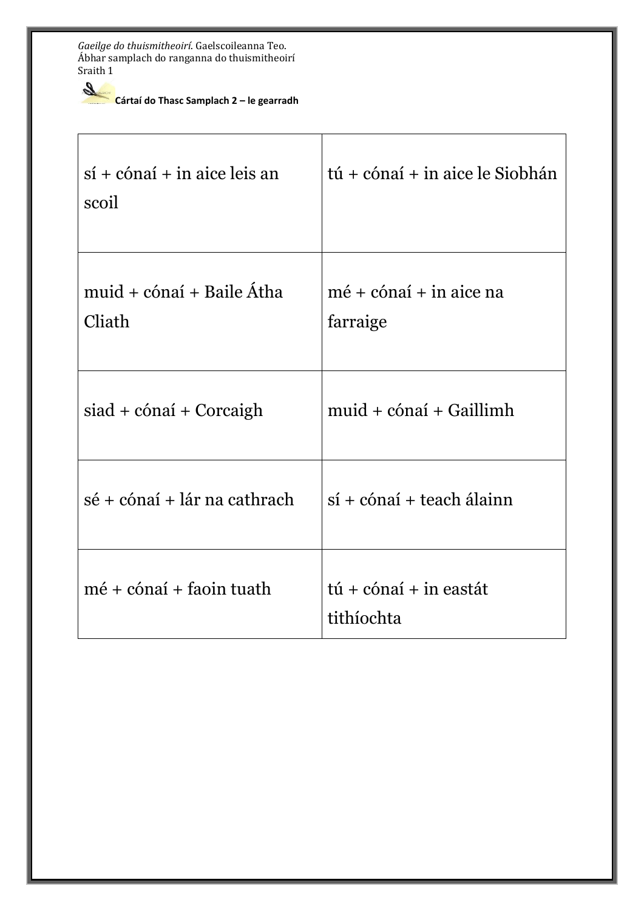**Cártaí do Thasc Samplach 2 – le gearradh**

| | |
|---|---|
| sí + cónaí + in aice leis an scoil | tú + cónaí + in aice le Siobhán |
| muid + cónaí + Baile Átha Cliath | mé + cónaí + in aice na farraige |
| siad + cónaí + Corcaigh | muid + cónaí + Gaillimh |
| sé + cónaí + lár na cathrach | sí + cónaí + teach álainn |
| mé + cónaí + faoin tuath | tú + cónaí + in eastát tithíochta |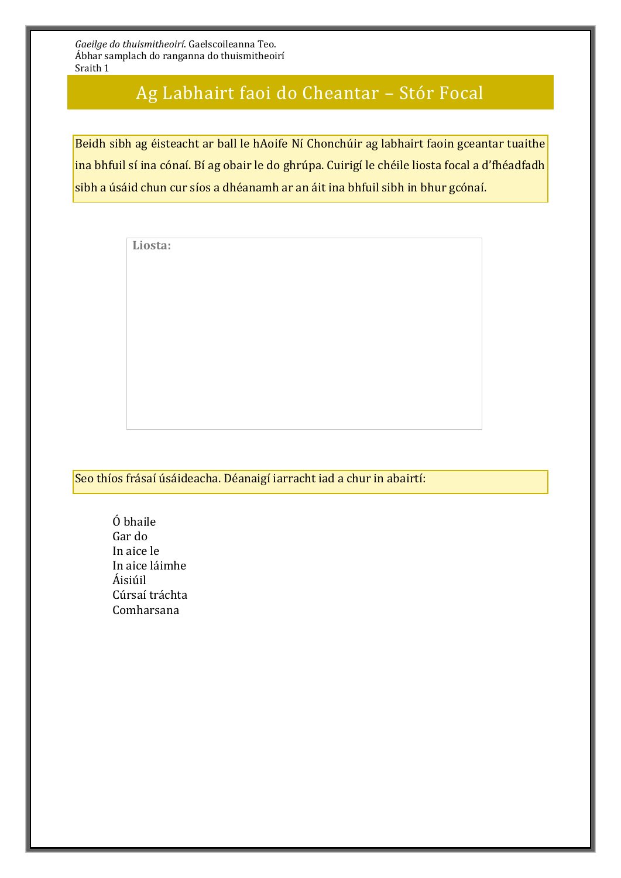# Ag Labhairt faoi do Cheantar – Stór Focal

Beidh sibh ag éisteacht ar ball le hAoife Ní Chonchúir ag labhairt faoin gceantar tuaithe ina bhfuil sí ina cónaí. Bí ag obair le do ghrúpa. Cuirigí le chéile liosta focal a d'fhéadfadh sibh a úsáid chun cur síos a dhéanamh ar an áit ina bhfuil sibh in bhur gcónaí.

**Liosta:**

Seo thíos frásaí úsáideacha. Déanaigí iarracht iad a chur in abairtí:

Ó bhaile
Gar do
In aice le
In aice láimhe
Áisiúil
Cúrsaí tráchta
Comharsana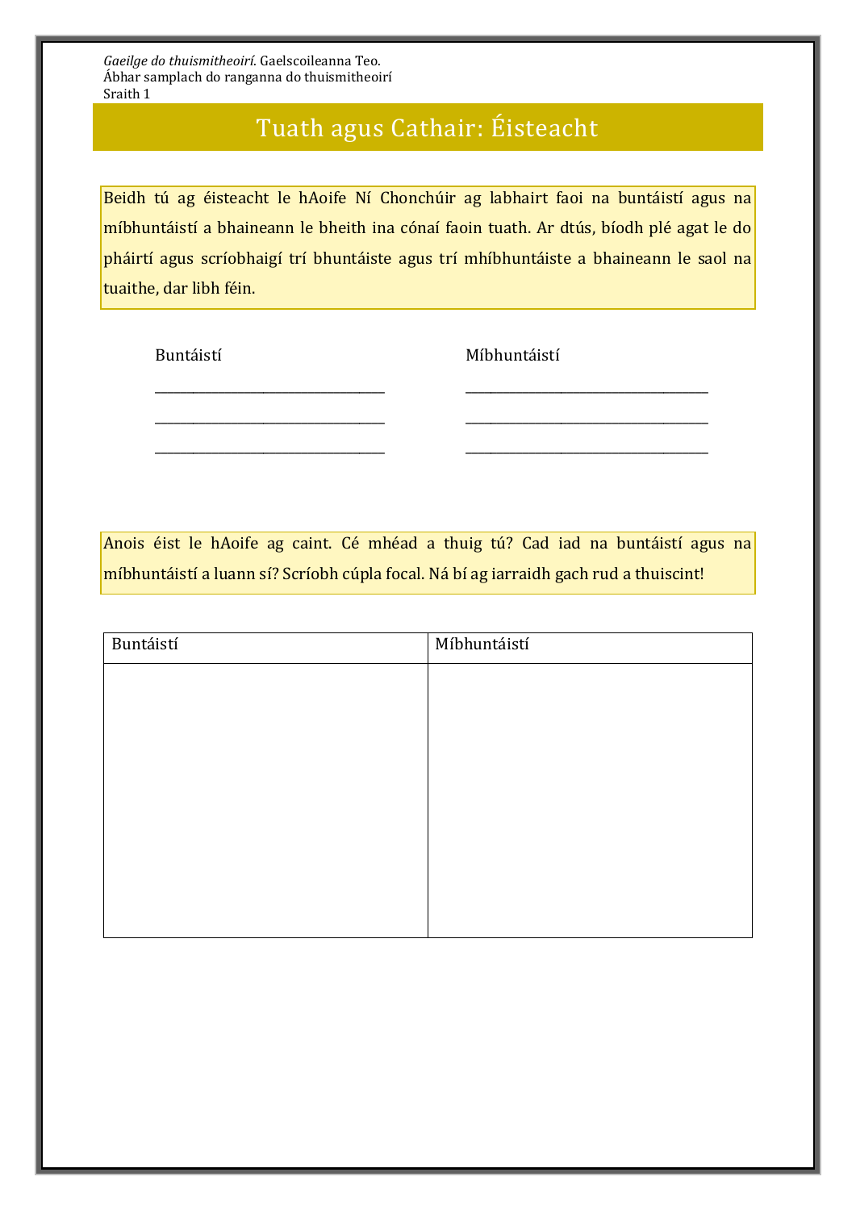*Gaeilge do thuismitheoirí*. Gaelscoileanna Teo.
Ábhar samplach do ranganna do thuismitheoirí
Sraith 1

# Tuath agus Cathair: Éisteacht

Beidh tú ag éisteacht le hAoife Ní Chonchúir ag labhairt faoi na buntáistí agus na míbhuntáistí a bhaineann le bheith ina cónaí faoin tuath. Ar dtús, bíodh plé agat le do pháirtí agus scríobhaigí trí bhuntáiste agus trí mhíbhuntáiste a bhaineann le saol na tuaithe, dar libh féin.

| Buntáistí | Míbhuntáistí |
|---|---|
| ______________________________ | ______________________________ |
| ______________________________ | ______________________________ |
| ______________________________ | ______________________________ |

Anois éist le hAoife ag caint. Cé mhéad a thuig tú? Cad iad na buntáistí agus na míbhuntáistí a luann sí? Scríobh cúpla focal. Ná bí ag iarraidh gach rud a thuiscint!

| Buntáistí | Míbhuntáistí |
|---|---|
| | |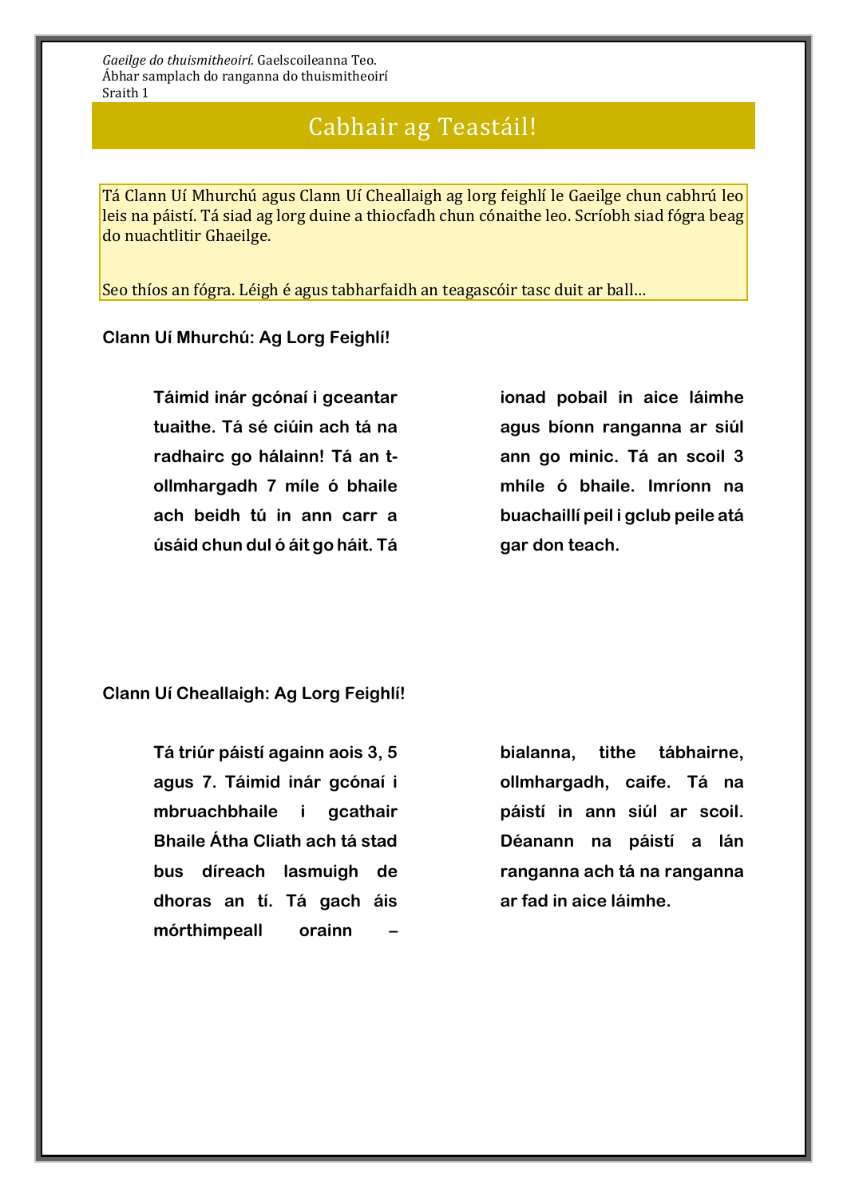# Cabhair ag Teastáil!

Tá Clann Uí Mhurchú agus Clann Uí Cheallaigh ag lorg feighlí le Gaeilge chun cabhrú leo leis na páistí. Tá siad ag lorg duine a thiocfadh chun cónaithe leo. Scríobh siad fógra beag do nuachtlitir Ghaeilge.

Seo thíos an fógra. Léigh é agus tabharfaidh an teagascóir tasc duit ar ball…

**Clann Uí Mhurchú: Ag Lorg Feighlí!**

**Táimid inár gcónaí i gceantar tuaithe. Tá sé ciúin ach tá na radhairc go hálainn! Tá an t-ollmhargadh 7 míle ó bhaile ach beidh tú in ann carr a úsáid chun dul ó áit go háit. Tá ionad pobail in aice láimhe agus bíonn ranganna ar siúl ann go minic. Tá an scoil 3 mhíle ó bhaile. Imríonn na buachaillí peil i gclub peile atá gar don teach.**

**Clann Uí Cheallaigh: Ag Lorg Feighlí!**

**Tá triúr páistí againn aois 3, 5 agus 7. Táimid inár gcónaí i mbruachbhaile i gcathair Bhaile Átha Cliath ach tá stad bus díreach lasmuigh de dhoras an tí. Tá gach áis mórthimpeall orainn – bialanna, tithe tábhairne, ollmhargadh, caife. Tá na páistí in ann siúl ar scoil. Déanann na páistí a lán ranganna ach tá na ranganna ar fad in aice láimhe.**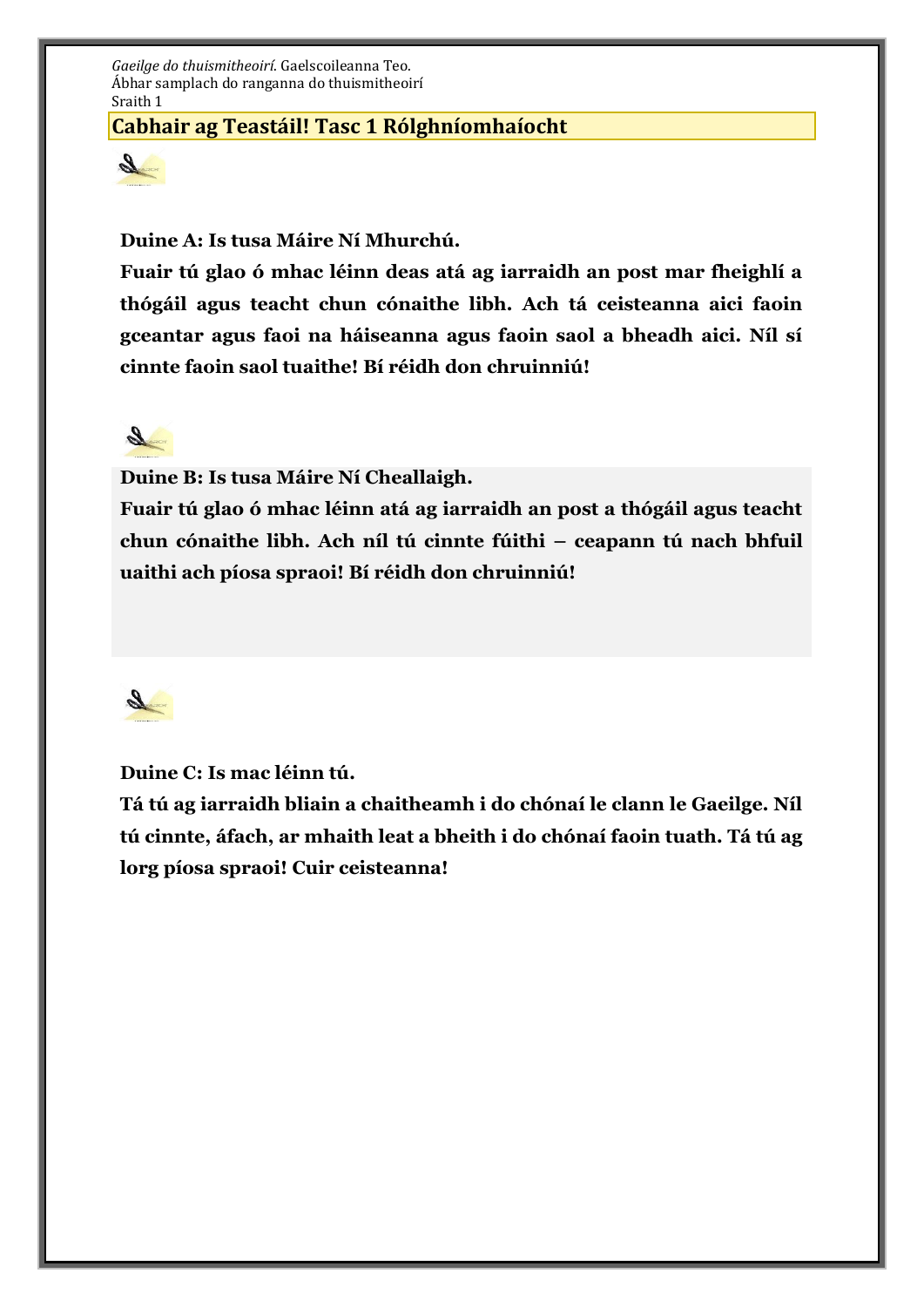*Gaeilge do thuismitheoirí*. Gaelscoileanna Teo.
Ábhar samplach do ranganna do thuismitheoirí
Sraith 1

## Cabhair ag Teastáil! Tasc 1 Rólghníomhaíocht

**Duine A: Is tusa Máire Ní Mhurchú.**

**Fuair tú glao ó mhac léinn deas atá ag iarraidh an post mar fheighlí a thógáil agus teacht chun cónaithe libh. Ach tá ceisteanna aici faoin gceantar agus faoi na háiseanna agus faoin saol a bheadh aici. Níl sí cinnte faoin saol tuaithe! Bí réidh don chruinniú!**

**Duine B: Is tusa Máire Ní Cheallaigh.**

**Fuair tú glao ó mhac léinn atá ag iarraidh an post a thógáil agus teacht chun cónaithe libh. Ach níl tú cinnte fúithi – ceapann tú nach bhfuil uaithi ach píosa spraoi! Bí réidh don chruinniú!**

**Duine C: Is mac léinn tú.**

**Tá tú ag iarraidh bliain a chaitheamh i do chónaí le clann le Gaeilge. Níl tú cinnte, áfach, ar mhaith leat a bheith i do chónaí faoin tuath. Tá tú ag lorg píosa spraoi! Cuir ceisteanna!**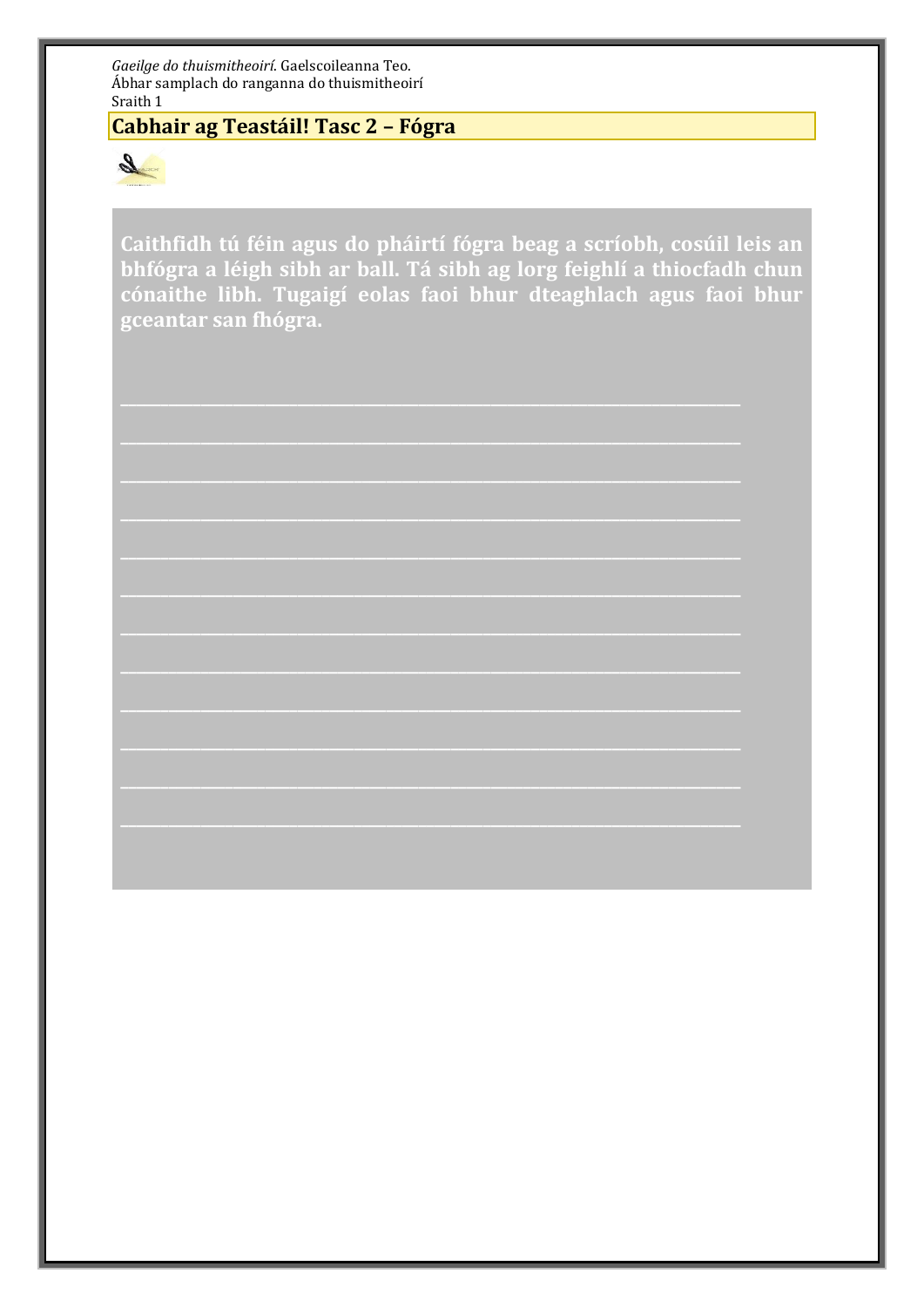*Gaeilge do thuismitheoirí*. Gaelscoileanna Teo.
Ábhar samplach do ranganna do thuismitheoirí
Sraith 1

## Cabhair ag Teastáil! Tasc 2 – Fógra

**Caithfidh tú féin agus do pháirtí fógra beag a scríobh, cosúil leis an bhfógra a léigh sibh ar ball. Tá sibh ag lorg feighlí a thiocfadh chun cónaithe libh. Tugaigí eolas faoi bhur dteaghlach agus faoi bhur gceantar san fhógra.**

______________________________________________________________________

______________________________________________________________________

______________________________________________________________________

______________________________________________________________________

______________________________________________________________________

______________________________________________________________________

______________________________________________________________________

______________________________________________________________________

______________________________________________________________________

______________________________________________________________________

______________________________________________________________________

______________________________________________________________________